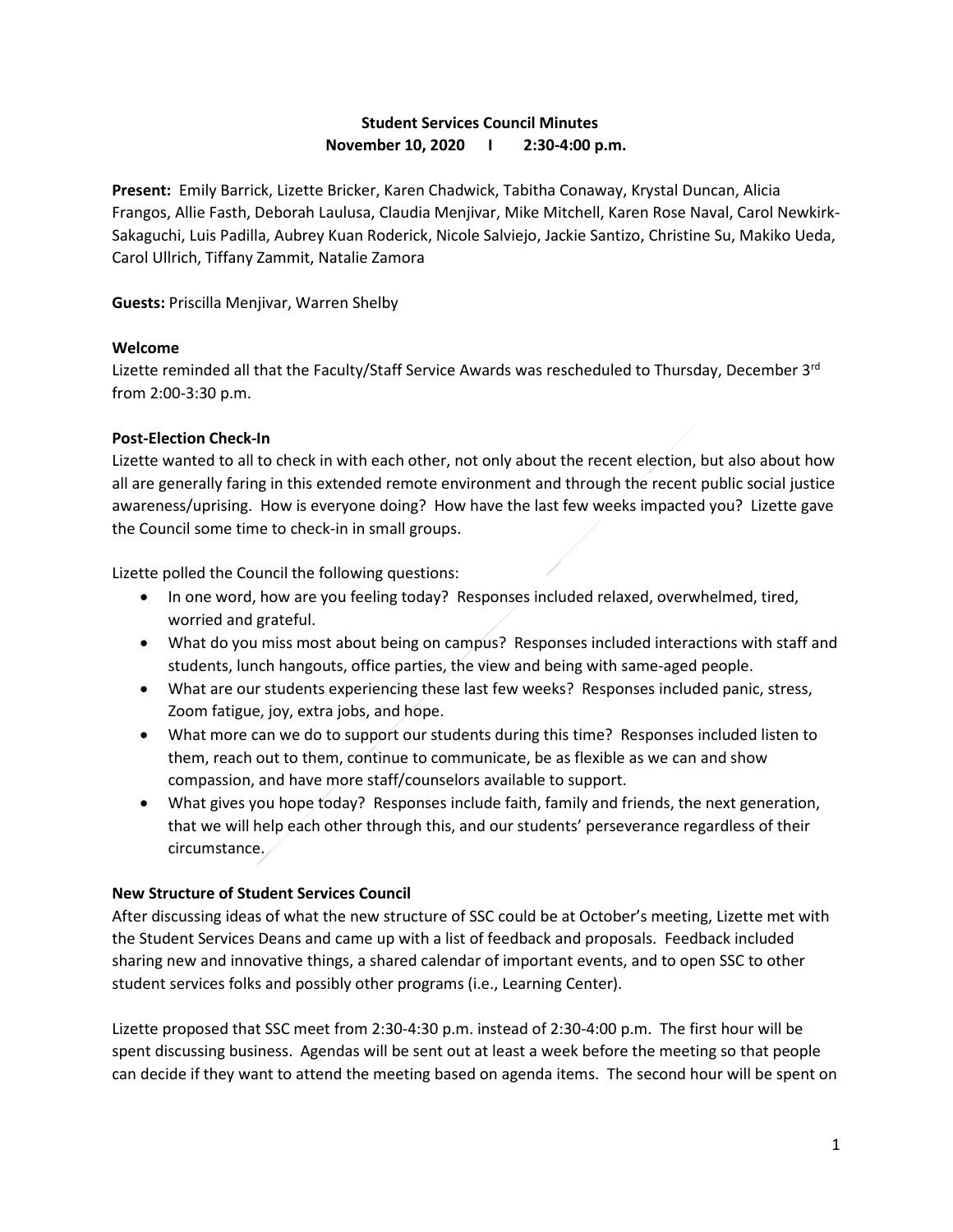# Student Services Council Minutes

**November 10, 2020 | 2:30-4:00 p.m.**

**Present:** Emily Barrick, Lizette Bricker, Karen Chadwick, Tabitha Conaway, Krystal Duncan, Alicia Frangos, Allie Fasth, Deborah Laulusa, Claudia Menjivar, Mike Mitchell, Karen Rose Naval, Carol Newkirk-Sakaguchi, Luis Padilla, Aubrey Kuan Roderick, Nicole Salviejo, Jackie Santizo, Christine Su, Makiko Ueda, Carol Ullrich, Tiffany Zammit, Natalie Zamora

**Guests:** Priscilla Menjivar, Warren Shelby

### Welcome

Lizette reminded all that the Faculty/Staff Service Awards was rescheduled to Thursday, December 3rd from 2:00-3:30 p.m.

### Post-Election Check-In

Lizette wanted to all to check in with each other, not only about the recent election, but also about how all are generally faring in this extended remote environment and through the recent public social justice awareness/uprising. How is everyone doing? How have the last few weeks impacted you? Lizette gave the Council some time to check-in in small groups.

Lizette polled the Council the following questions:

- In one word, how are you feeling today? Responses included relaxed, overwhelmed, tired, worried and grateful.
- What do you miss most about being on campus? Responses included interactions with staff and students, lunch hangouts, office parties, the view and being with same-aged people.
- What are our students experiencing these last few weeks? Responses included panic, stress, Zoom fatigue, joy, extra jobs, and hope.
- What more can we do to support our students during this time? Responses included listen to them, reach out to them, continue to communicate, be as flexible as we can and show compassion, and have more staff/counselors available to support.
- What gives you hope today? Responses include faith, family and friends, the next generation, that we will help each other through this, and our students' perseverance regardless of their circumstance.

### New Structure of Student Services Council

After discussing ideas of what the new structure of SSC could be at October's meeting, Lizette met with the Student Services Deans and came up with a list of feedback and proposals. Feedback included sharing new and innovative things, a shared calendar of important events, and to open SSC to other student services folks and possibly other programs (i.e., Learning Center).

Lizette proposed that SSC meet from 2:30-4:30 p.m. instead of 2:30-4:00 p.m. The first hour will be spent discussing business. Agendas will be sent out at least a week before the meeting so that people can decide if they want to attend the meeting based on agenda items. The second hour will be spent on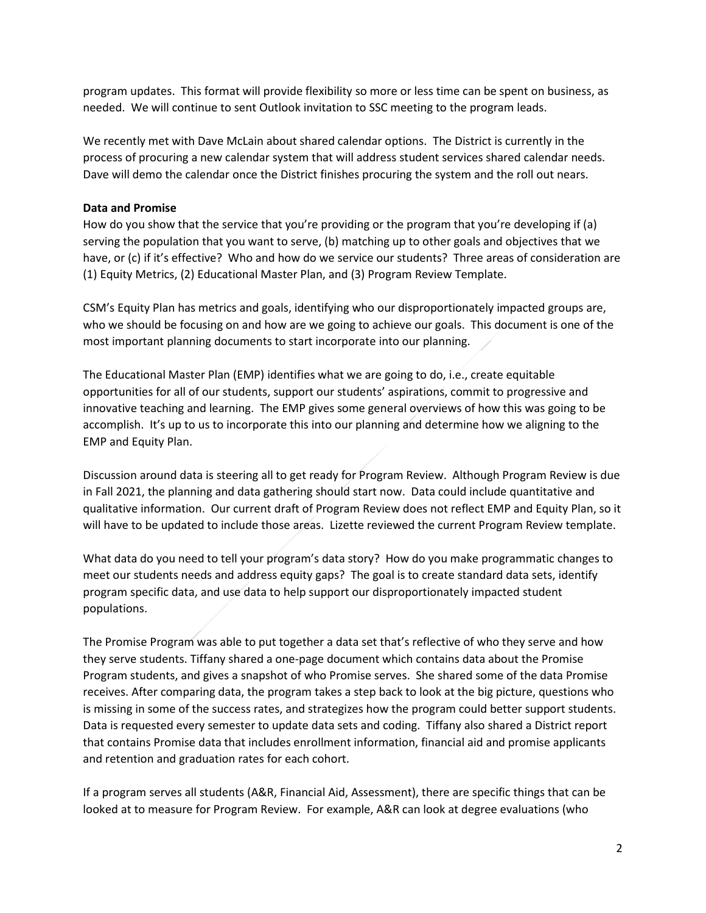program updates. This format will provide flexibility so more or less time can be spent on business, as needed. We will continue to sent Outlook invitation to SSC meeting to the program leads.

We recently met with Dave McLain about shared calendar options. The District is currently in the process of procuring a new calendar system that will address student services shared calendar needs. Dave will demo the calendar once the District finishes procuring the system and the roll out nears.

**Data and Promise**

How do you show that the service that you're providing or the program that you're developing if (a) serving the population that you want to serve, (b) matching up to other goals and objectives that we have, or (c) if it's effective? Who and how do we service our students? Three areas of consideration are (1) Equity Metrics, (2) Educational Master Plan, and (3) Program Review Template.

CSM's Equity Plan has metrics and goals, identifying who our disproportionately impacted groups are, who we should be focusing on and how are we going to achieve our goals. This document is one of the most important planning documents to start incorporate into our planning.

The Educational Master Plan (EMP) identifies what we are going to do, i.e., create equitable opportunities for all of our students, support our students' aspirations, commit to progressive and innovative teaching and learning. The EMP gives some general overviews of how this was going to be accomplish. It's up to us to incorporate this into our planning and determine how we aligning to the EMP and Equity Plan.

Discussion around data is steering all to get ready for Program Review. Although Program Review is due in Fall 2021, the planning and data gathering should start now. Data could include quantitative and qualitative information. Our current draft of Program Review does not reflect EMP and Equity Plan, so it will have to be updated to include those areas. Lizette reviewed the current Program Review template.

What data do you need to tell your program's data story? How do you make programmatic changes to meet our students needs and address equity gaps? The goal is to create standard data sets, identify program specific data, and use data to help support our disproportionately impacted student populations.

The Promise Program was able to put together a data set that's reflective of who they serve and how they serve students. Tiffany shared a one-page document which contains data about the Promise Program students, and gives a snapshot of who Promise serves. She shared some of the data Promise receives. After comparing data, the program takes a step back to look at the big picture, questions who is missing in some of the success rates, and strategizes how the program could better support students. Data is requested every semester to update data sets and coding. Tiffany also shared a District report that contains Promise data that includes enrollment information, financial aid and promise applicants and retention and graduation rates for each cohort.

If a program serves all students (A&R, Financial Aid, Assessment), there are specific things that can be looked at to measure for Program Review. For example, A&R can look at degree evaluations (who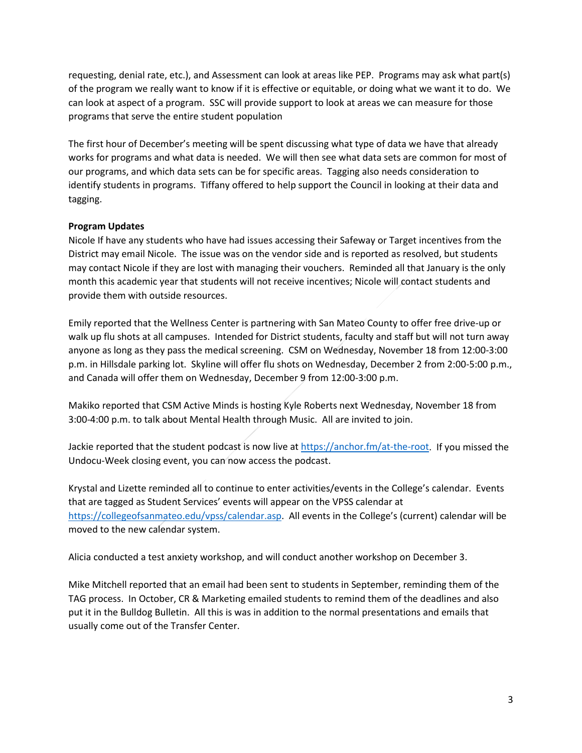requesting, denial rate, etc.), and Assessment can look at areas like PEP. Programs may ask what part(s) of the program we really want to know if it is effective or equitable, or doing what we want it to do. We can look at aspect of a program. SSC will provide support to look at areas we can measure for those programs that serve the entire student population

The first hour of December's meeting will be spent discussing what type of data we have that already works for programs and what data is needed. We will then see what data sets are common for most of our programs, and which data sets can be for specific areas. Tagging also needs consideration to identify students in programs. Tiffany offered to help support the Council in looking at their data and tagging.

**Program Updates**

Nicole If have any students who have had issues accessing their Safeway or Target incentives from the District may email Nicole. The issue was on the vendor side and is reported as resolved, but students may contact Nicole if they are lost with managing their vouchers. Reminded all that January is the only month this academic year that students will not receive incentives; Nicole will contact students and provide them with outside resources.

Emily reported that the Wellness Center is partnering with San Mateo County to offer free drive-up or walk up flu shots at all campuses. Intended for District students, faculty and staff but will not turn away anyone as long as they pass the medical screening. CSM on Wednesday, November 18 from 12:00-3:00 p.m. in Hillsdale parking lot. Skyline will offer flu shots on Wednesday, December 2 from 2:00-5:00 p.m., and Canada will offer them on Wednesday, December 9 from 12:00-3:00 p.m.

Makiko reported that CSM Active Minds is hosting Kyle Roberts next Wednesday, November 18 from 3:00-4:00 p.m. to talk about Mental Health through Music. All are invited to join.

Jackie reported that the student podcast is now live at [https://anchor.fm/at-the-root](https://anchor.fm/at-the-root). If you missed the Undocu-Week closing event, you can now access the podcast.

Krystal and Lizette reminded all to continue to enter activities/events in the College's calendar. Events that are tagged as Student Services' events will appear on the VPSS calendar at [https://collegeofsanmateo.edu/vpss/calendar.asp](https://collegeofsanmateo.edu/vpss/calendar.asp). All events in the College's (current) calendar will be moved to the new calendar system.

Alicia conducted a test anxiety workshop, and will conduct another workshop on December 3.

Mike Mitchell reported that an email had been sent to students in September, reminding them of the TAG process. In October, CR & Marketing emailed students to remind them of the deadlines and also put it in the Bulldog Bulletin. All this is was in addition to the normal presentations and emails that usually come out of the Transfer Center.